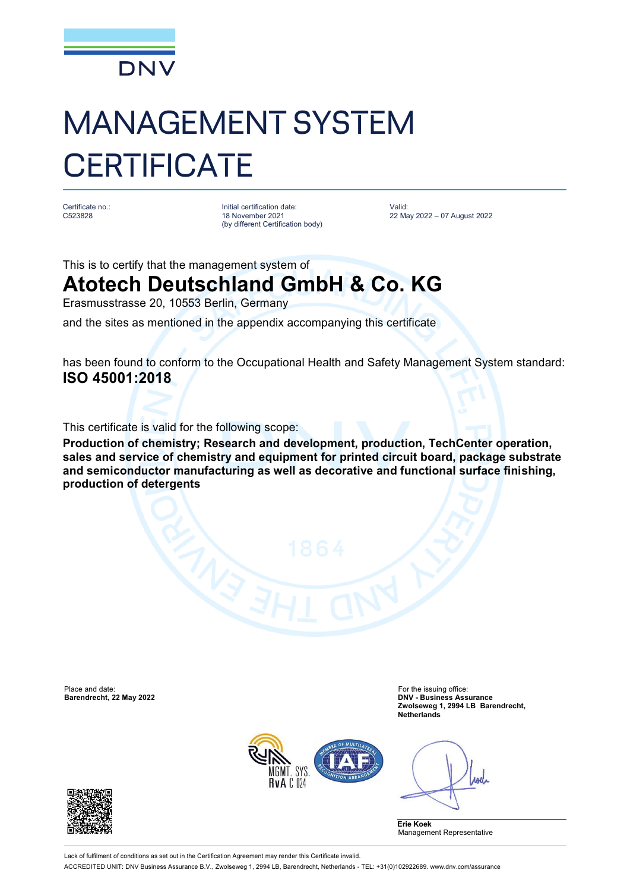DNV

# MANAGEMENT SYSTEM CERTIFICATE

| Certificate no.: | Initial certification date: | Valid: |
| --- | --- | --- |
| C523828 | 18 November 2021 (by different Certification body) | 22 May 2022 – 07 August 2022 |

This is to certify that the management system of

## Atotech Deutschland GmbH & Co. KG

Erasmusstrasse 20, 10553 Berlin, Germany

and the sites as mentioned in the appendix accompanying this certificate

has been found to conform to the Occupational Health and Safety Management System standard:

**ISO 45001:2018**

This certificate is valid for the following scope:

**Production of chemistry; Research and development, production, TechCenter operation, sales and service of chemistry and equipment for printed circuit board, package substrate and semiconductor manufacturing as well as decorative and functional surface finishing, production of detergents**

Place and date:
**Barendrecht, 22 May 2022**

For the issuing office:
**DNV - Business Assurance**
**Zwolseweg 1, 2994 LB Barendrecht, Netherlands**

MGMT. SYS.
RvA C 024

**Erie Koek**
Management Representative

Lack of fulfilment of conditions as set out in the Certification Agreement may render this Certificate invalid.

ACCREDITED UNIT: DNV Business Assurance B.V., Zwolseweg 1, 2994 LB, Barendrecht, Netherlands - TEL: +31(0)102922689. www.dnv.com/assurance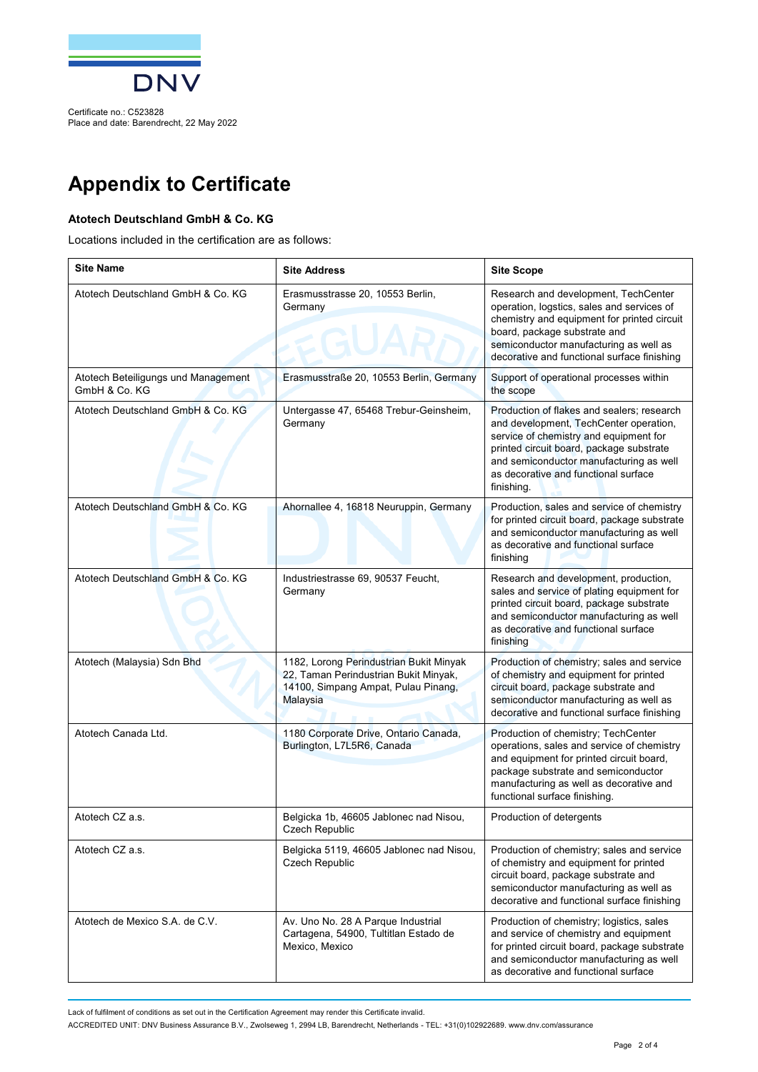Certificate no.: C523828
Place and date: Barendrecht, 22 May 2022

# Appendix to Certificate

**Atotech Deutschland GmbH & Co. KG**

Locations included in the certification are as follows:

| Site Name | Site Address | Site Scope |
|---|---|---|
| Atotech Deutschland GmbH & Co. KG | Erasmusstrasse 20, 10553 Berlin, Germany | Research and development, TechCenter operation, logstics, sales and services of chemistry and equipment for printed circuit board, package substrate and semiconductor manufacturing as well as decorative and functional surface finishing |
| Atotech Beteiligungs und Management GmbH & Co. KG | Erasmusstraße 20, 10553 Berlin, Germany | Support of operational processes within the scope |
| Atotech Deutschland GmbH & Co. KG | Untergasse 47, 65468 Trebur-Geinsheim, Germany | Production of flakes and sealers; research and development, TechCenter operation, service of chemistry and equipment for printed circuit board, package substrate and semiconductor manufacturing as well as decorative and functional surface finishing. |
| Atotech Deutschland GmbH & Co. KG | Ahornallee 4, 16818 Neuruppin, Germany | Production, sales and service of chemistry for printed circuit board, package substrate and semiconductor manufacturing as well as decorative and functional surface finishing |
| Atotech Deutschland GmbH & Co. KG | Industriestrasse 69, 90537 Feucht, Germany | Research and development, production, sales and service of plating equipment for printed circuit board, package substrate and semiconductor manufacturing as well as decorative and functional surface finishing |
| Atotech (Malaysia) Sdn Bhd | 1182, Lorong Perindustrian Bukit Minyak 22, Taman Perindustrian Bukit Minyak, 14100, Simpang Ampat, Pulau Pinang, Malaysia | Production of chemistry; sales and service of chemistry and equipment for printed circuit board, package substrate and semiconductor manufacturing as well as decorative and functional surface finishing |
| Atotech Canada Ltd. | 1180 Corporate Drive, Ontario Canada, Burlington, L7L5R6, Canada | Production of chemistry; TechCenter operations, sales and service of chemistry and equipment for printed circuit board, package substrate and semiconductor manufacturing as well as decorative and functional surface finishing. |
| Atotech CZ a.s. | Belgicka 1b, 46605 Jablonec nad Nisou, Czech Republic | Production of detergents |
| Atotech CZ a.s. | Belgicka 5119, 46605 Jablonec nad Nisou, Czech Republic | Production of chemistry; sales and service of chemistry and equipment for printed circuit board, package substrate and semiconductor manufacturing as well as decorative and functional surface finishing |
| Atotech de Mexico S.A. de C.V. | Av. Uno No. 28 A Parque Industrial Cartagena, 54900, Tultitlan Estado de Mexico, Mexico | Production of chemistry; logistics, sales and service of chemistry and equipment for printed circuit board, package substrate and semiconductor manufacturing as well as decorative and functional surface |

Lack of fulfilment of conditions as set out in the Certification Agreement may render this Certificate invalid.
ACCREDITED UNIT: DNV Business Assurance B.V., Zwolseweg 1, 2994 LB, Barendrecht, Netherlands - TEL: +31(0)102922689. www.dnv.com/assurance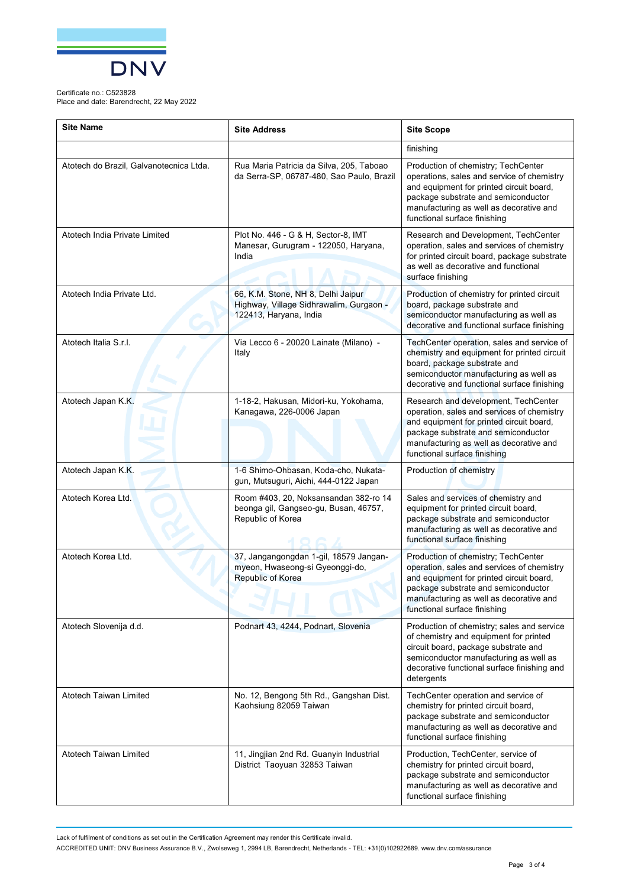Certificate no.: C523828
Place and date: Barendrecht, 22 May 2022

| Site Name | Site Address | Site Scope |
|---|---|---|
| | | finishing |
| Atotech do Brazil, Galvanotecnica Ltda. | Rua Maria Patricia da Silva, 205, Taboao da Serra-SP, 06787-480, Sao Paulo, Brazil | Production of chemistry; TechCenter operations, sales and service of chemistry and equipment for printed circuit board, package substrate and semiconductor manufacturing as well as decorative and functional surface finishing |
| Atotech India Private Limited | Plot No. 446 - G & H, Sector-8, IMT Manesar, Gurugram - 122050, Haryana, India | Research and Development, TechCenter operation, sales and services of chemistry for printed circuit board, package substrate as well as decorative and functional surface finishing |
| Atotech India Private Ltd. | 66, K.M. Stone, NH 8, Delhi Jaipur Highway, Village Sidhrawalim, Gurgaon - 122413, Haryana, India | Production of chemistry for printed circuit board, package substrate and semiconductor manufacturing as well as decorative and functional surface finishing |
| Atotech Italia S.r.l. | Via Lecco 6 - 20020 Lainate (Milano) - Italy | TechCenter operation, sales and service of chemistry and equipment for printed circuit board, package substrate and semiconductor manufacturing as well as decorative and functional surface finishing |
| Atotech Japan K.K. | 1-18-2, Hakusan, Midori-ku, Yokohama, Kanagawa, 226-0006 Japan | Research and development, TechCenter operation, sales and services of chemistry and equipment for printed circuit board, package substrate and semiconductor manufacturing as well as decorative and functional surface finishing |
| Atotech Japan K.K. | 1-6 Shimo-Ohbasan, Koda-cho, Nukata-gun, Mutsuguri, Aichi, 444-0122 Japan | Production of chemistry |
| Atotech Korea Ltd. | Room #403, 20, Noksansandan 382-ro 14 beonga gil, Gangseo-gu, Busan, 46757, Republic of Korea | Sales and services of chemistry and equipment for printed circuit board, package substrate and semiconductor manufacturing as well as decorative and functional surface finishing |
| Atotech Korea Ltd. | 37, Jangangongdan 1-gil, 18579 Jangan-myeon, Hwaseong-si Gyeonggi-do, Republic of Korea | Production of chemistry; TechCenter operation, sales and services of chemistry and equipment for printed circuit board, package substrate and semiconductor manufacturing as well as decorative and functional surface finishing |
| Atotech Slovenija d.d. | Podnart 43, 4244, Podnart, Slovenia | Production of chemistry; sales and service of chemistry and equipment for printed circuit board, package substrate and semiconductor manufacturing as well as decorative functional surface finishing and detergents |
| Atotech Taiwan Limited | No. 12, Bengong 5th Rd., Gangshan Dist. Kaohsiung 82059 Taiwan | TechCenter operation and service of chemistry for printed circuit board, package substrate and semiconductor manufacturing as well as decorative and functional surface finishing |
| Atotech Taiwan Limited | 11, Jingjian 2nd Rd. Guanyin Industrial District Taoyuan 32853 Taiwan | Production, TechCenter, service of chemistry for printed circuit board, package substrate and semiconductor manufacturing as well as decorative and functional surface finishing |

Lack of fulfilment of conditions as set out in the Certification Agreement may render this Certificate invalid.

ACCREDITED UNIT: DNV Business Assurance B.V., Zwolseweg 1, 2994 LB, Barendrecht, Netherlands - TEL: +31(0)102922689. www.dnv.com/assurance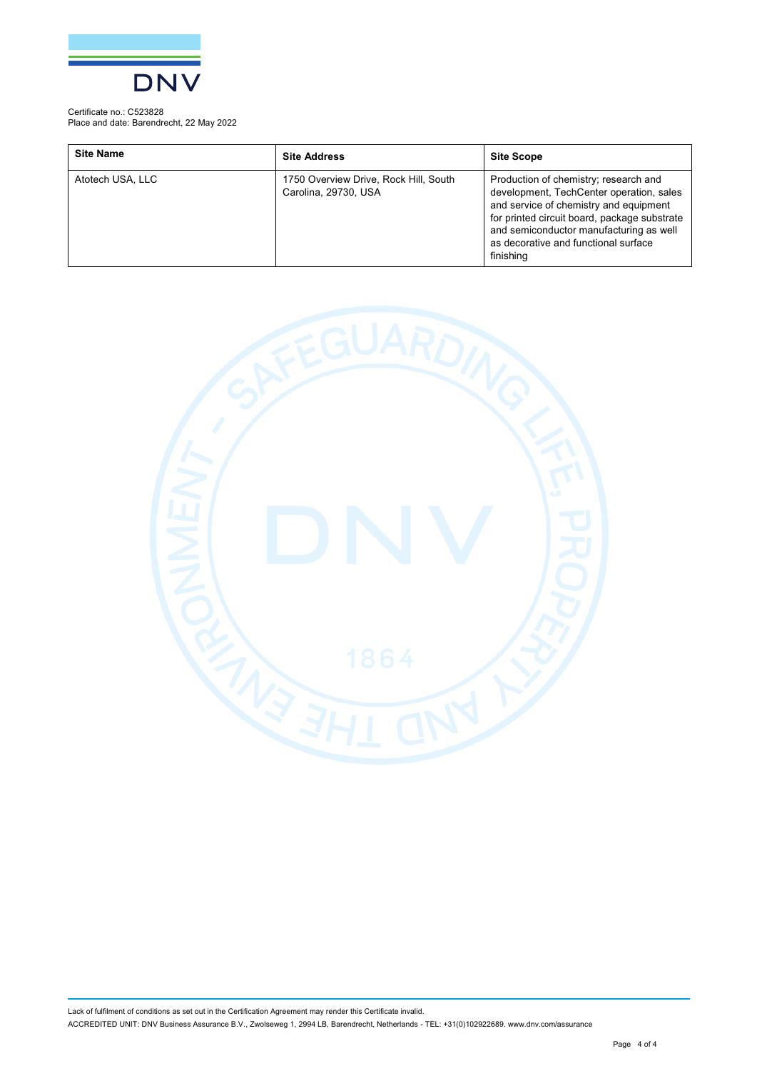Certificate no.: C523828
Place and date: Barendrecht, 22 May 2022

| Site Name | Site Address | Site Scope |
|---|---|---|
| Atotech USA, LLC | 1750 Overview Drive, Rock Hill, South Carolina, 29730, USA | Production of chemistry; research and development, TechCenter operation, sales and service of chemistry and equipment for printed circuit board, package substrate and semiconductor manufacturing as well as decorative and functional surface finishing |

Lack of fulfilment of conditions as set out in the Certification Agreement may render this Certificate invalid.

ACCREDITED UNIT: DNV Business Assurance B.V., Zwolseweg 1, 2994 LB, Barendrecht, Netherlands - TEL: +31(0)102922689. www.dnv.com/assurance